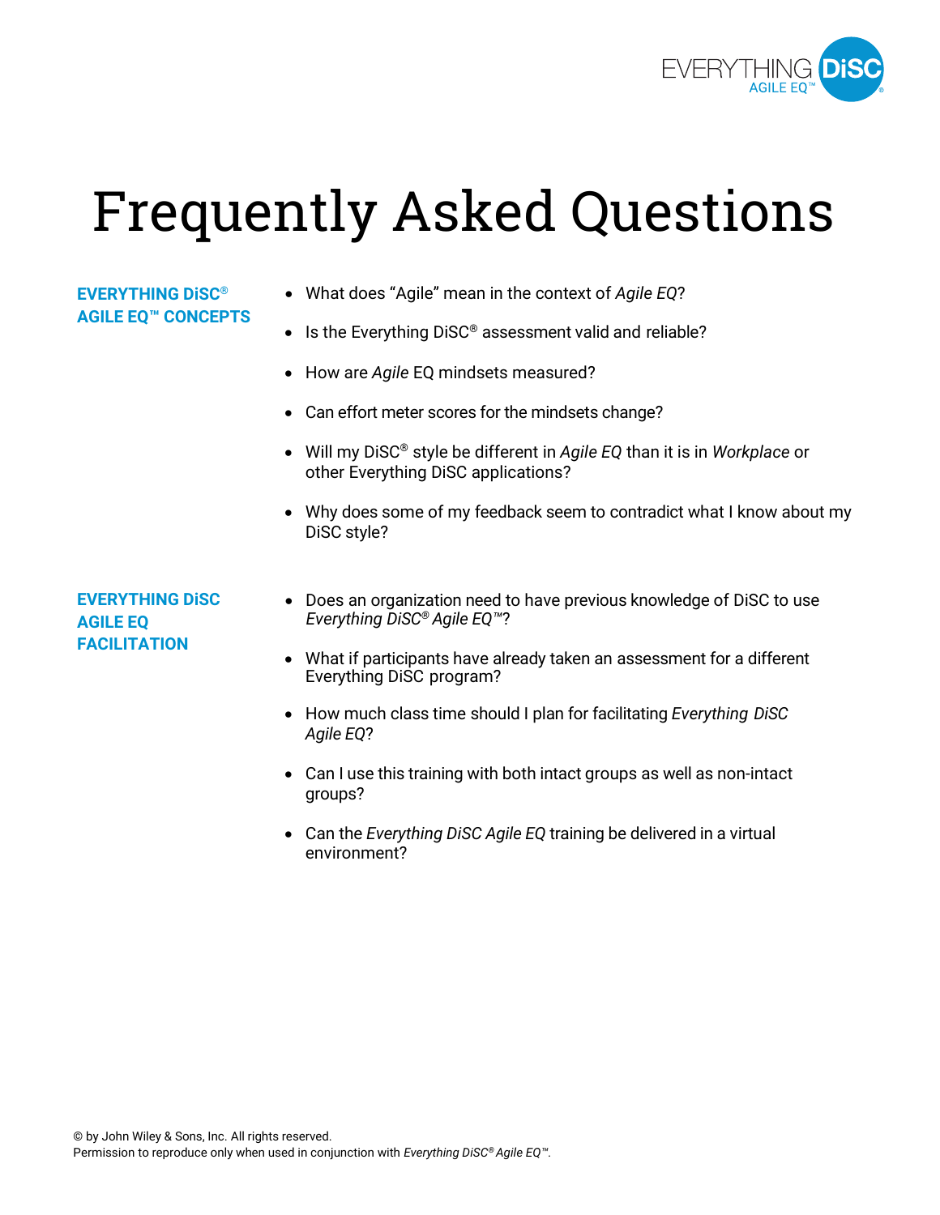# Frequently Asked Questions

## EVERYTHING DiSC® AGILE EQ™ CONCEPTS

- What does "Agile" mean in the context of *Agile EQ*?
- Is the Everything DiSC® assessment valid and reliable?
- How are *Agile* EQ mindsets measured?
- Can effort meter scores for the mindsets change?
- Will my DiSC® style be different in *Agile EQ* than it is in *Workplace* or other Everything DiSC applications?
- Why does some of my feedback seem to contradict what I know about my DiSC style?

## EVERYTHING DiSC AGILE EQ FACILITATION

- Does an organization need to have previous knowledge of DiSC to use *Everything DiSC® Agile EQ™*?
- What if participants have already taken an assessment for a different Everything DiSC program?
- How much class time should I plan for facilitating *Everything DiSC Agile EQ*?
- Can I use this training with both intact groups as well as non-intact groups?
- Can the *Everything DiSC Agile EQ* training be delivered in a virtual environment?

© by John Wiley & Sons, Inc. All rights reserved.
Permission to reproduce only when used in conjunction with *Everything DiSC® Agile EQ™*.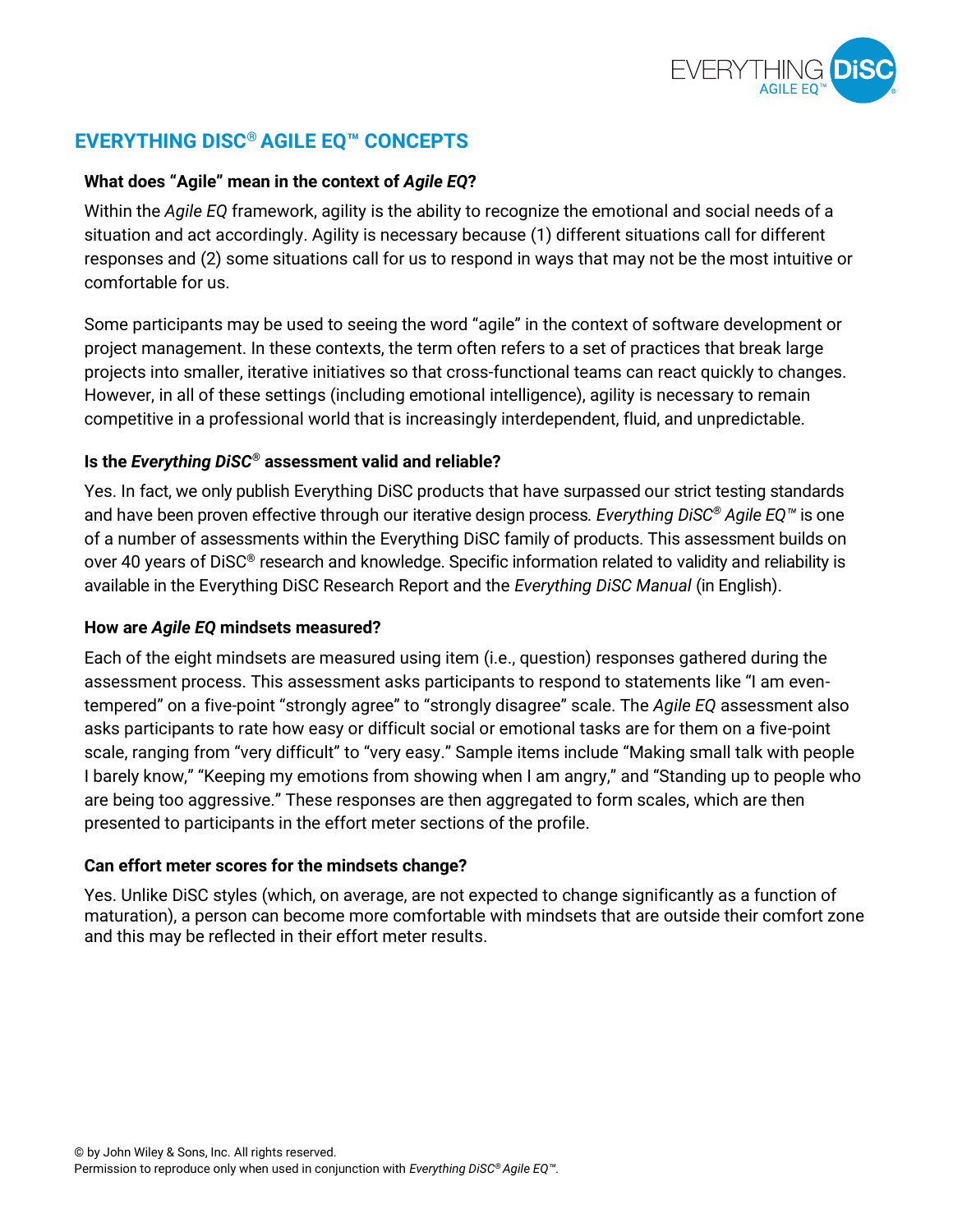## EVERYTHING DISC® AGILE EQ™ CONCEPTS

### What does "Agile" mean in the context of *Agile EQ*?

Within the *Agile EQ* framework, agility is the ability to recognize the emotional and social needs of a situation and act accordingly. Agility is necessary because (1) different situations call for different responses and (2) some situations call for us to respond in ways that may not be the most intuitive or comfortable for us.

Some participants may be used to seeing the word "agile" in the context of software development or project management. In these contexts, the term often refers to a set of practices that break large projects into smaller, iterative initiatives so that cross-functional teams can react quickly to changes. However, in all of these settings (including emotional intelligence), agility is necessary to remain competitive in a professional world that is increasingly interdependent, fluid, and unpredictable.

### Is the *Everything DiSC®* assessment valid and reliable?

Yes. In fact, we only publish Everything DiSC products that have surpassed our strict testing standards and have been proven effective through our iterative design process. *Everything DiSC® Agile EQ™* is one of a number of assessments within the Everything DiSC family of products. This assessment builds on over 40 years of DiSC® research and knowledge. Specific information related to validity and reliability is available in the Everything DiSC Research Report and the *Everything DiSC Manual* (in English).

### How are *Agile EQ* mindsets measured?

Each of the eight mindsets are measured using item (i.e., question) responses gathered during the assessment process. This assessment asks participants to respond to statements like "I am even-tempered" on a five-point "strongly agree" to "strongly disagree" scale. The *Agile EQ* assessment also asks participants to rate how easy or difficult social or emotional tasks are for them on a five-point scale, ranging from "very difficult" to "very easy." Sample items include "Making small talk with people I barely know," "Keeping my emotions from showing when I am angry," and "Standing up to people who are being too aggressive." These responses are then aggregated to form scales, which are then presented to participants in the effort meter sections of the profile.

### Can effort meter scores for the mindsets change?

Yes. Unlike DiSC styles (which, on average, are not expected to change significantly as a function of maturation), a person can become more comfortable with mindsets that are outside their comfort zone and this may be reflected in their effort meter results.

© by John Wiley & Sons, Inc. All rights reserved.
Permission to reproduce only when used in conjunction with *Everything DiSC® Agile EQ™*.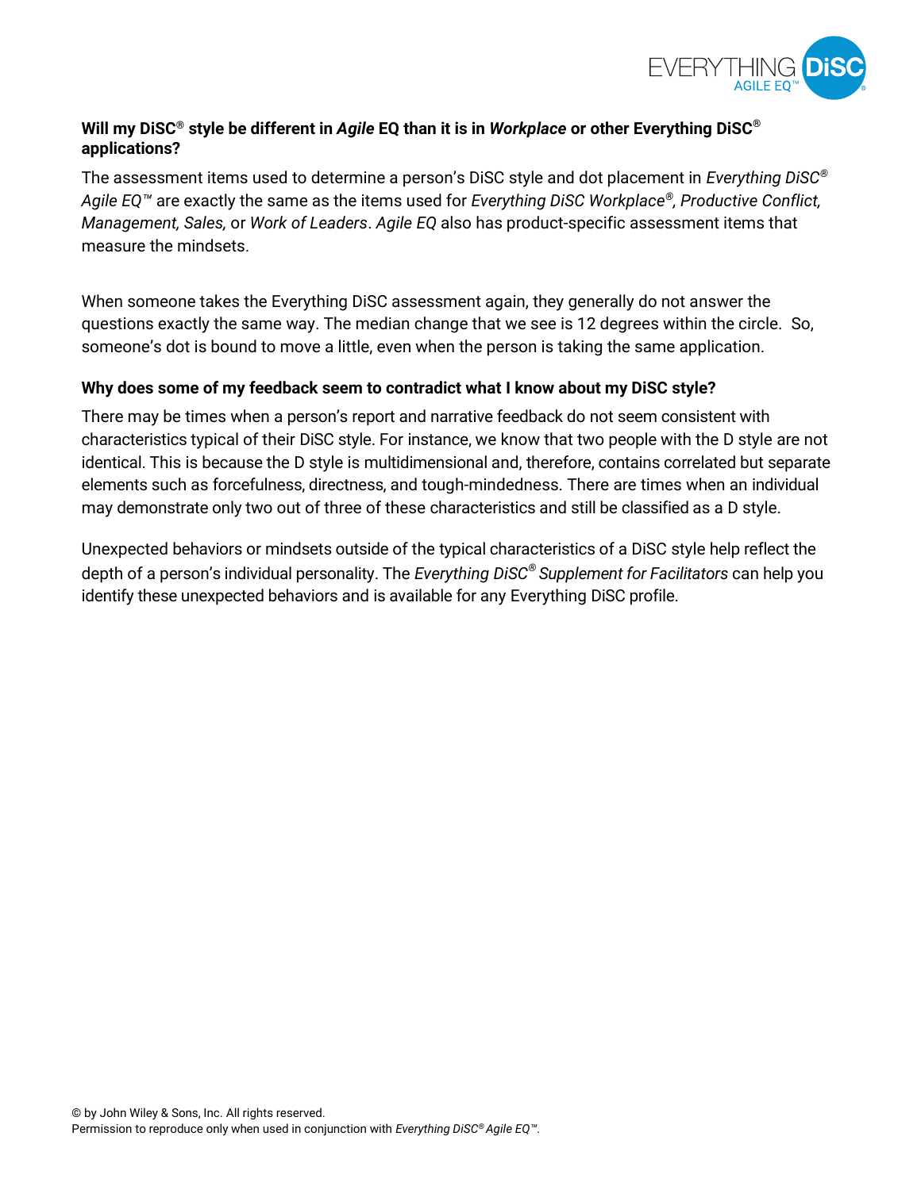### Will my DiSC® style be different in *Agile* EQ than it is in *Workplace* or other Everything DiSC® applications?

The assessment items used to determine a person's DiSC style and dot placement in *Everything DiSC® Agile EQ™* are exactly the same as the items used for *Everything DiSC Workplace®, Productive Conflict, Management, Sales,* or *Work of Leaders*. *Agile EQ* also has product-specific assessment items that measure the mindsets.

When someone takes the Everything DiSC assessment again, they generally do not answer the questions exactly the same way. The median change that we see is 12 degrees within the circle. So, someone's dot is bound to move a little, even when the person is taking the same application.

### Why does some of my feedback seem to contradict what I know about my DiSC style?

There may be times when a person's report and narrative feedback do not seem consistent with characteristics typical of their DiSC style. For instance, we know that two people with the D style are not identical. This is because the D style is multidimensional and, therefore, contains correlated but separate elements such as forcefulness, directness, and tough-mindedness. There are times when an individual may demonstrate only two out of three of these characteristics and still be classified as a D style.

Unexpected behaviors or mindsets outside of the typical characteristics of a DiSC style help reflect the depth of a person's individual personality. The *Everything DiSC® Supplement for Facilitators* can help you identify these unexpected behaviors and is available for any Everything DiSC profile.

© by John Wiley & Sons, Inc. All rights reserved.
Permission to reproduce only when used in conjunction with *Everything DiSC® Agile EQ™*.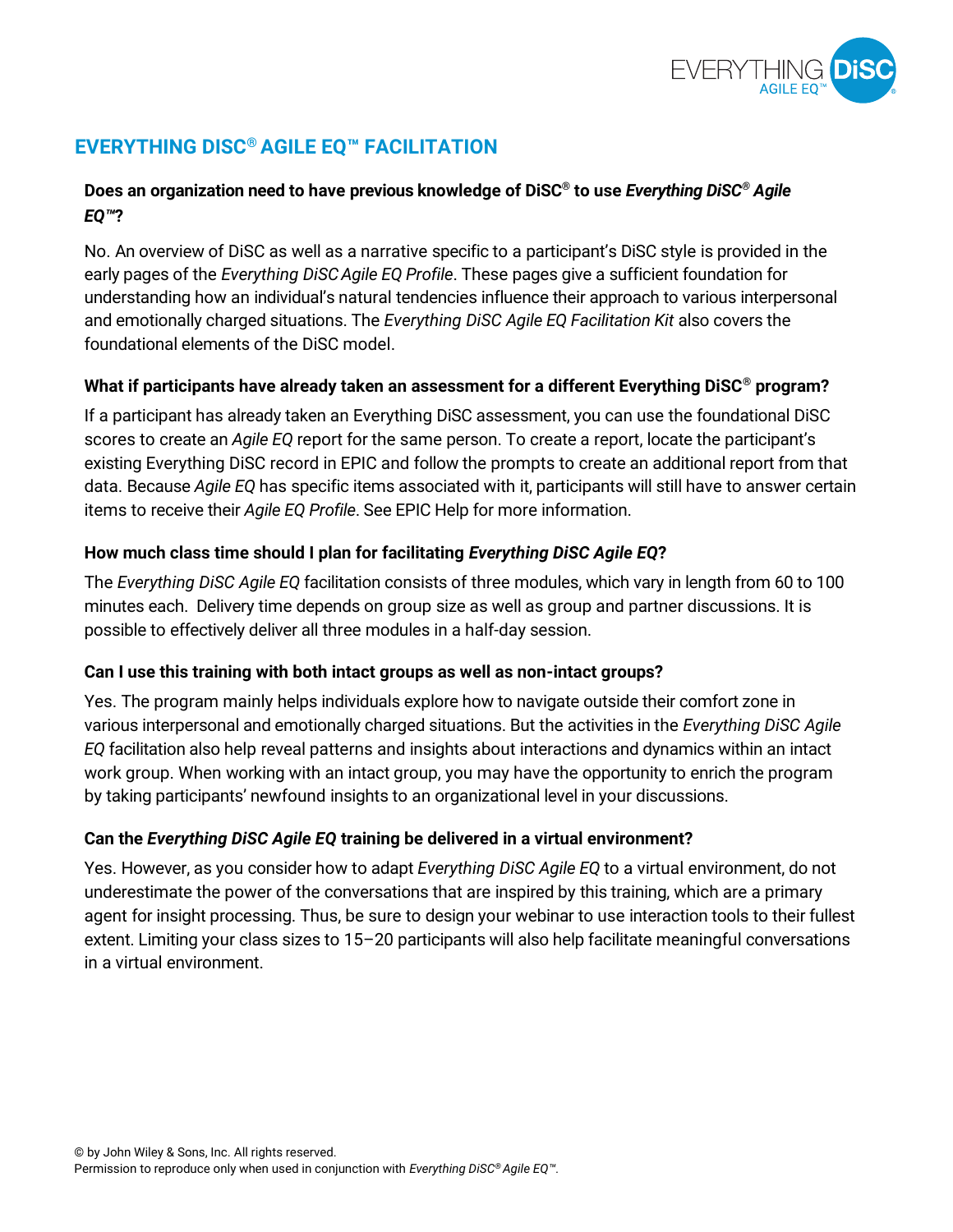## EVERYTHING DISC® AGILE EQ™ FACILITATION

### Does an organization need to have previous knowledge of DiSC® to use *Everything DiSC® Agile EQ™*?

No. An overview of DiSC as well as a narrative specific to a participant's DiSC style is provided in the early pages of the *Everything DiSC Agile EQ Profile*. These pages give a sufficient foundation for understanding how an individual's natural tendencies influence their approach to various interpersonal and emotionally charged situations. The *Everything DiSC Agile EQ Facilitation Kit* also covers the foundational elements of the DiSC model.

### What if participants have already taken an assessment for a different Everything DiSC® program?

If a participant has already taken an Everything DiSC assessment, you can use the foundational DiSC scores to create an *Agile EQ* report for the same person. To create a report, locate the participant's existing Everything DiSC record in EPIC and follow the prompts to create an additional report from that data. Because *Agile EQ* has specific items associated with it, participants will still have to answer certain items to receive their *Agile EQ Profile*. See EPIC Help for more information.

### How much class time should I plan for facilitating *Everything DiSC Agile EQ*?

The *Everything DiSC Agile EQ* facilitation consists of three modules, which vary in length from 60 to 100 minutes each. Delivery time depends on group size as well as group and partner discussions. It is possible to effectively deliver all three modules in a half-day session.

### Can I use this training with both intact groups as well as non-intact groups?

Yes. The program mainly helps individuals explore how to navigate outside their comfort zone in various interpersonal and emotionally charged situations. But the activities in the *Everything DiSC Agile EQ* facilitation also help reveal patterns and insights about interactions and dynamics within an intact work group. When working with an intact group, you may have the opportunity to enrich the program by taking participants' newfound insights to an organizational level in your discussions.

### Can the *Everything DiSC Agile EQ* training be delivered in a virtual environment?

Yes. However, as you consider how to adapt *Everything DiSC Agile EQ* to a virtual environment, do not underestimate the power of the conversations that are inspired by this training, which are a primary agent for insight processing. Thus, be sure to design your webinar to use interaction tools to their fullest extent. Limiting your class sizes to 15–20 participants will also help facilitate meaningful conversations in a virtual environment.